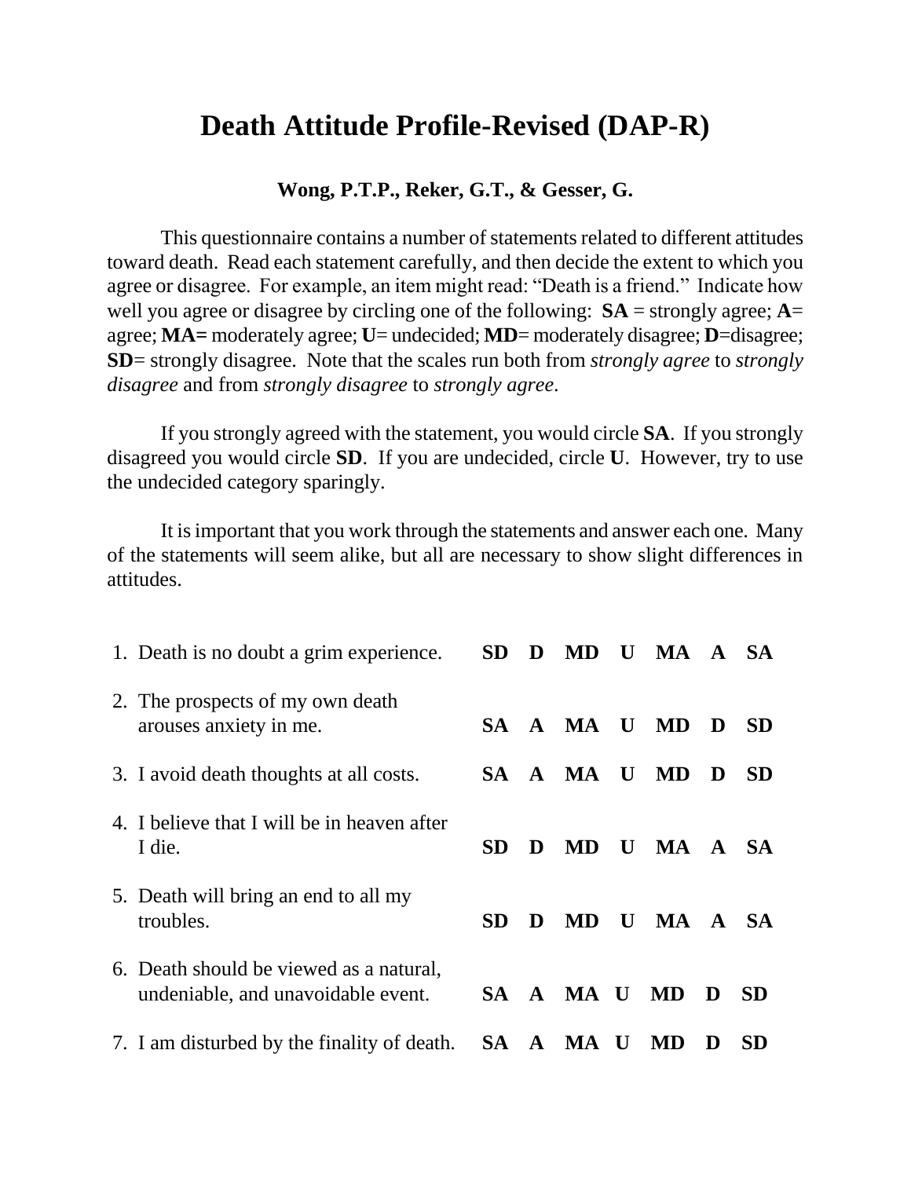# Death Attitude Profile-Revised (DAP-R)

**Wong, P.T.P., Reker, G.T., & Gesser, G.**

This questionnaire contains a number of statements related to different attitudes toward death. Read each statement carefully, and then decide the extent to which you agree or disagree. For example, an item might read: "Death is a friend." Indicate how well you agree or disagree by circling one of the following: **SA** = strongly agree; **A**= agree; **MA=** moderately agree; **U**= undecided; **MD**= moderately disagree; **D**=disagree; **SD**= strongly disagree. Note that the scales run both from *strongly agree* to *strongly disagree* and from *strongly disagree* to *strongly agree*.

If you strongly agreed with the statement, you would circle **SA**. If you strongly disagreed you would circle **SD**. If you are undecided, circle **U**. However, try to use the undecided category sparingly.

It is important that you work through the statements and answer each one. Many of the statements will seem alike, but all are necessary to show slight differences in attitudes.

| | | | | | | | |
|---|---|---|---|---|---|---|---|
| 1. Death is no doubt a grim experience. | **SD** | **D** | **MD** | **U** | **MA** | **A** | **SA** |
| 2. The prospects of my own death arouses anxiety in me. | **SA** | **A** | **MA** | **U** | **MD** | **D** | **SD** |
| 3. I avoid death thoughts at all costs. | **SA** | **A** | **MA** | **U** | **MD** | **D** | **SD** |
| 4. I believe that I will be in heaven after I die. | **SD** | **D** | **MD** | **U** | **MA** | **A** | **SA** |
| 5. Death will bring an end to all my troubles. | **SD** | **D** | **MD** | **U** | **MA** | **A** | **SA** |
| 6. Death should be viewed as a natural, undeniable, and unavoidable event. | **SA** | **A** | **MA** | **U** | **MD** | **D** | **SD** |
| 7. I am disturbed by the finality of death. | **SA** | **A** | **MA** | **U** | **MD** | **D** | **SD** |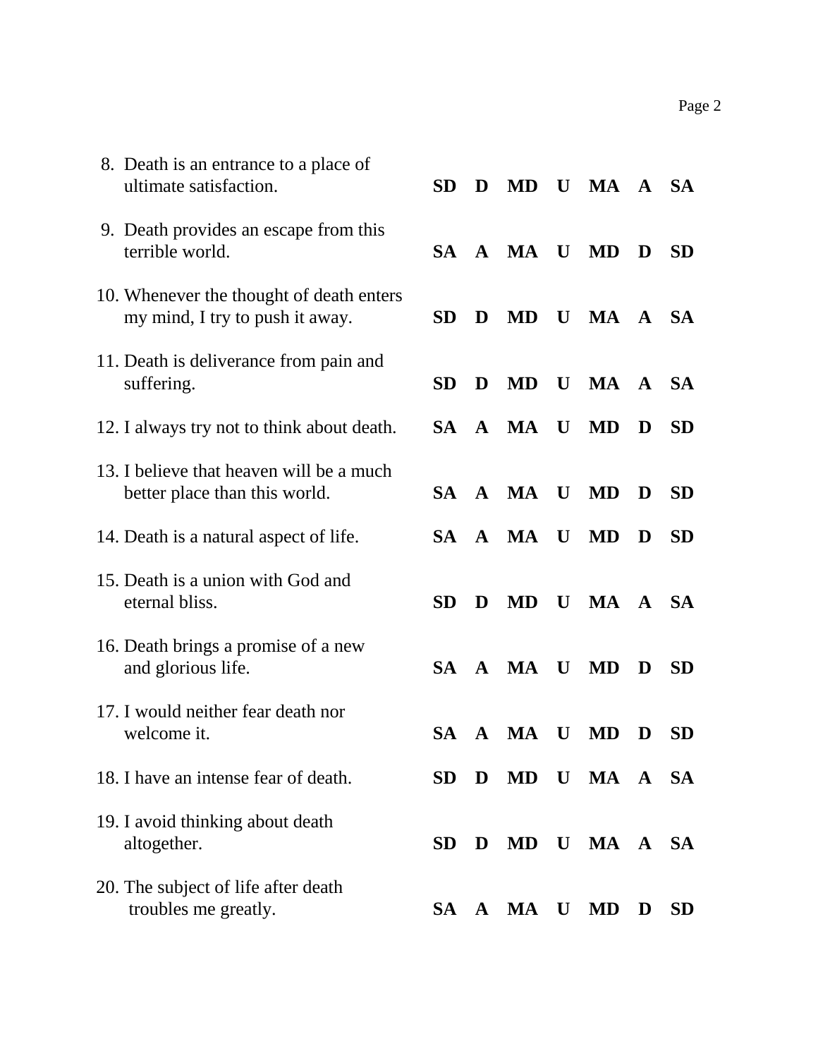8. Death is an entrance to a place of ultimate satisfaction. **SD D MD U MA A SA**

9. Death provides an escape from this terrible world. **SA A MA U MD D SD**

10. Whenever the thought of death enters my mind, I try to push it away. **SD D MD U MA A SA**

11. Death is deliverance from pain and suffering. **SD D MD U MA A SA**

12. I always try not to think about death. **SA A MA U MD D SD**

13. I believe that heaven will be a much better place than this world. **SA A MA U MD D SD**

14. Death is a natural aspect of life. **SA A MA U MD D SD**

15. Death is a union with God and eternal bliss. **SD D MD U MA A SA**

16. Death brings a promise of a new and glorious life. **SA A MA U MD D SD**

17. I would neither fear death nor welcome it. **SA A MA U MD D SD**

18. I have an intense fear of death. **SD D MD U MA A SA**

19. I avoid thinking about death altogether. **SD D MD U MA A SA**

20. The subject of life after death troubles me greatly. **SA A MA U MD D SD**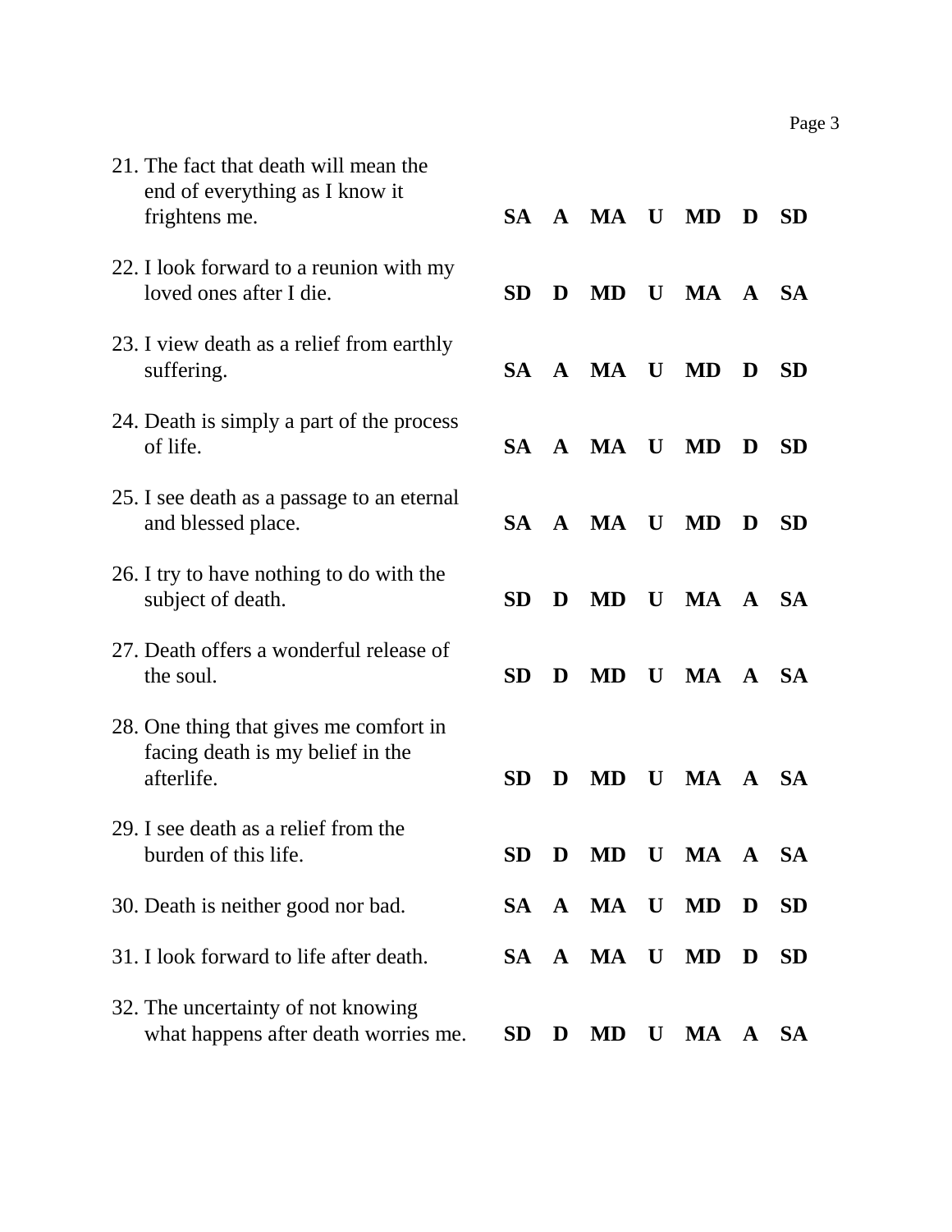21. The fact that death will mean the end of everything as I know it frightens me. **SA A MA U MD D SD**

22. I look forward to a reunion with my loved ones after I die. **SD D MD U MA A SA**

23. I view death as a relief from earthly suffering. **SA A MA U MD D SD**

24. Death is simply a part of the process of life. **SA A MA U MD D SD**

25. I see death as a passage to an eternal and blessed place. **SA A MA U MD D SD**

26. I try to have nothing to do with the subject of death. **SD D MD U MA A SA**

27. Death offers a wonderful release of the soul. **SD D MD U MA A SA**

28. One thing that gives me comfort in facing death is my belief in the afterlife. **SD D MD U MA A SA**

29. I see death as a relief from the burden of this life. **SD D MD U MA A SA**

30. Death is neither good nor bad. **SA A MA U MD D SD**

31. I look forward to life after death. **SA A MA U MD D SD**

32. The uncertainty of not knowing what happens after death worries me. **SD D MD U MA A SA**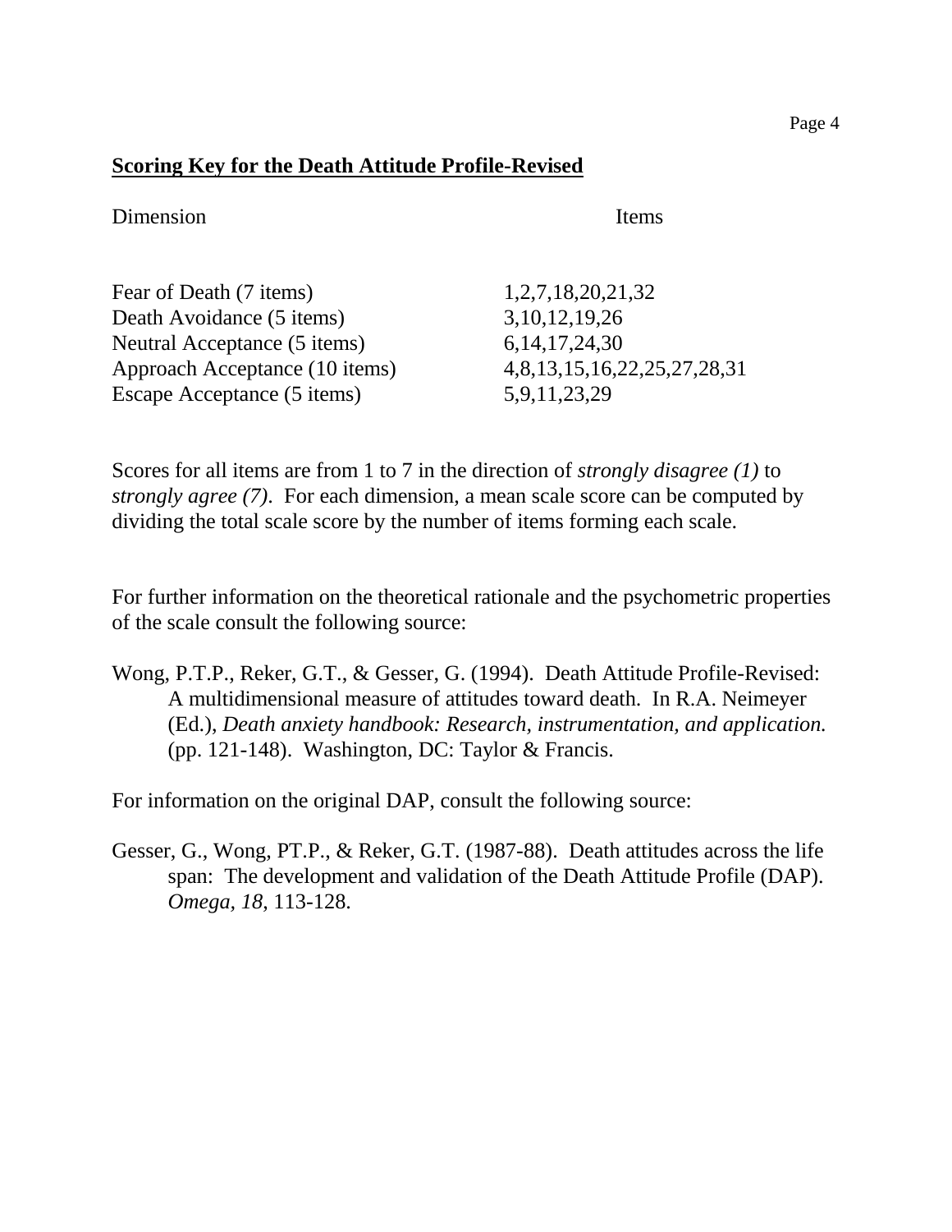## Scoring Key for the Death Attitude Profile-Revised

| Dimension | Items |
| --- | --- |
| Fear of Death (7 items) | 1,2,7,18,20,21,32 |
| Death Avoidance (5 items) | 3,10,12,19,26 |
| Neutral Acceptance (5 items) | 6,14,17,24,30 |
| Approach Acceptance (10 items) | 4,8,13,15,16,22,25,27,28,31 |
| Escape Acceptance (5 items) | 5,9,11,23,29 |

Scores for all items are from 1 to 7 in the direction of *strongly disagree (1)* to *strongly agree (7)*. For each dimension, a mean scale score can be computed by dividing the total scale score by the number of items forming each scale.

For further information on the theoretical rationale and the psychometric properties of the scale consult the following source:

Wong, P.T.P., Reker, G.T., & Gesser, G. (1994). Death Attitude Profile-Revised: A multidimensional measure of attitudes toward death. In R.A. Neimeyer (Ed.), *Death anxiety handbook: Research, instrumentation, and application.* (pp. 121-148). Washington, DC: Taylor & Francis.

For information on the original DAP, consult the following source:

Gesser, G., Wong, PT.P., & Reker, G.T. (1987-88). Death attitudes across the life span: The development and validation of the Death Attitude Profile (DAP). *Omega, 18*, 113-128.